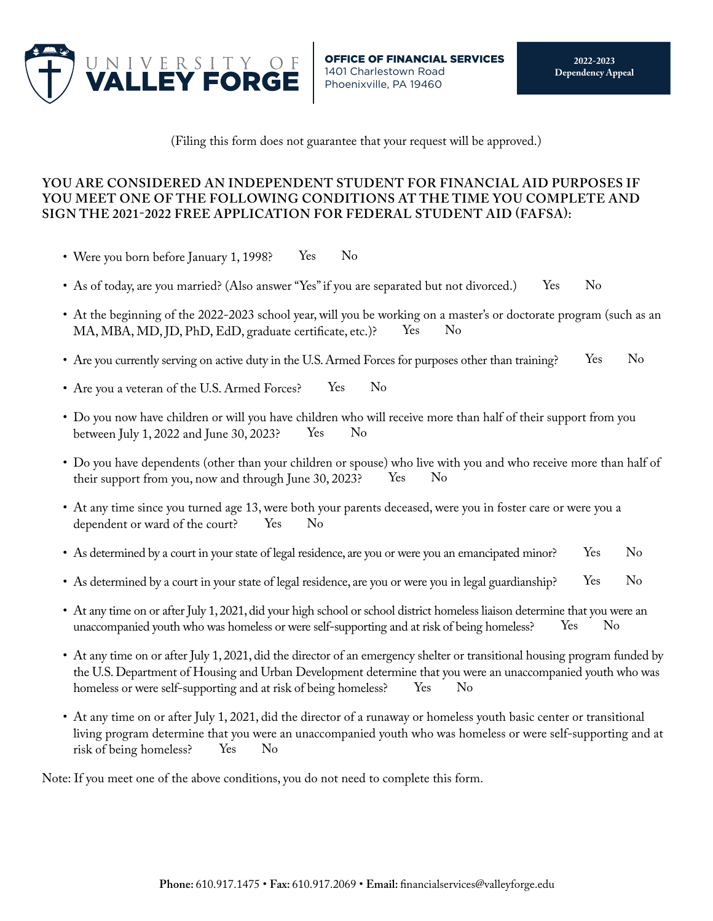**UNIVERSITY OF VALLEY FORGE**

**OFFICE OF FINANCIAL SERVICES**
1401 Charlestown Road
Phoenixville, PA 19460

**2022-2023 Dependency Appeal**

(Filing this form does not guarantee that your request will be approved.)

## YOU ARE CONSIDERED AN INDEPENDENT STUDENT FOR FINANCIAL AID PURPOSES IF YOU MEET ONE OF THE FOLLOWING CONDITIONS AT THE TIME YOU COMPLETE AND SIGN THE 2021-2022 FREE APPLICATION FOR FEDERAL STUDENT AID (FAFSA):

- Were you born before January 1, 1998? Yes No
- As of today, are you married? (Also answer "Yes" if you are separated but not divorced.) Yes No
- At the beginning of the 2022-2023 school year, will you be working on a master's or doctorate program (such as an MA, MBA, MD, JD, PhD, EdD, graduate certificate, etc.)? Yes No
- Are you currently serving on active duty in the U.S. Armed Forces for purposes other than training? Yes No
- Are you a veteran of the U.S. Armed Forces? Yes No
- Do you now have children or will you have children who will receive more than half of their support from you between July 1, 2022 and June 30, 2023? Yes No
- Do you have dependents (other than your children or spouse) who live with you and who receive more than half of their support from you, now and through June 30, 2023? Yes No
- At any time since you turned age 13, were both your parents deceased, were you in foster care or were you a dependent or ward of the court? Yes No
- As determined by a court in your state of legal residence, are you or were you an emancipated minor? Yes No
- As determined by a court in your state of legal residence, are you or were you in legal guardianship? Yes No
- At any time on or after July 1, 2021, did your high school or school district homeless liaison determine that you were an unaccompanied youth who was homeless or were self-supporting and at risk of being homeless? Yes No
- At any time on or after July 1, 2021, did the director of an emergency shelter or transitional housing program funded by the U.S. Department of Housing and Urban Development determine that you were an unaccompanied youth who was homeless or were self-supporting and at risk of being homeless? Yes No
- At any time on or after July 1, 2021, did the director of a runaway or homeless youth basic center or transitional living program determine that you were an unaccompanied youth who was homeless or were self-supporting and at risk of being homeless? Yes No

Note: If you meet one of the above conditions, you do not need to complete this form.

**Phone:** 610.917.1475 • **Fax:** 610.917.2069 • **Email:** financialservices@valleyforge.edu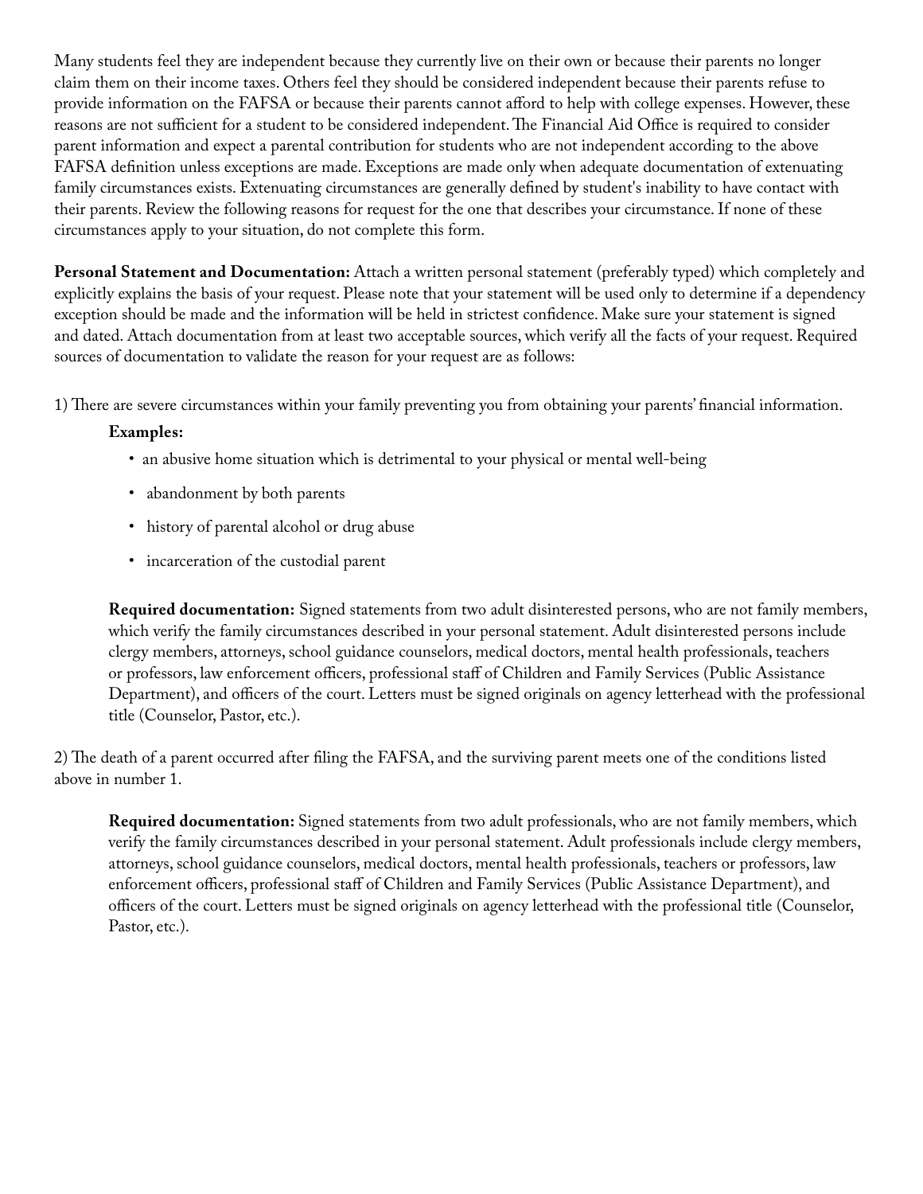Many students feel they are independent because they currently live on their own or because their parents no longer claim them on their income taxes. Others feel they should be considered independent because their parents refuse to provide information on the FAFSA or because their parents cannot afford to help with college expenses. However, these reasons are not sufficient for a student to be considered independent. The Financial Aid Office is required to consider parent information and expect a parental contribution for students who are not independent according to the above FAFSA definition unless exceptions are made. Exceptions are made only when adequate documentation of extenuating family circumstances exists. Extenuating circumstances are generally defined by student's inability to have contact with their parents. Review the following reasons for request for the one that describes your circumstance. If none of these circumstances apply to your situation, do not complete this form.

**Personal Statement and Documentation:** Attach a written personal statement (preferably typed) which completely and explicitly explains the basis of your request. Please note that your statement will be used only to determine if a dependency exception should be made and the information will be held in strictest confidence. Make sure your statement is signed and dated. Attach documentation from at least two acceptable sources, which verify all the facts of your request. Required sources of documentation to validate the reason for your request are as follows:

1) There are severe circumstances within your family preventing you from obtaining your parents' financial information.

**Examples:**

- an abusive home situation which is detrimental to your physical or mental well-being
- abandonment by both parents
- history of parental alcohol or drug abuse
- incarceration of the custodial parent

**Required documentation:** Signed statements from two adult disinterested persons, who are not family members, which verify the family circumstances described in your personal statement. Adult disinterested persons include clergy members, attorneys, school guidance counselors, medical doctors, mental health professionals, teachers or professors, law enforcement officers, professional staff of Children and Family Services (Public Assistance Department), and officers of the court. Letters must be signed originals on agency letterhead with the professional title (Counselor, Pastor, etc.).

2) The death of a parent occurred after filing the FAFSA, and the surviving parent meets one of the conditions listed above in number 1.

**Required documentation:** Signed statements from two adult professionals, who are not family members, which verify the family circumstances described in your personal statement. Adult professionals include clergy members, attorneys, school guidance counselors, medical doctors, mental health professionals, teachers or professors, law enforcement officers, professional staff of Children and Family Services (Public Assistance Department), and officers of the court. Letters must be signed originals on agency letterhead with the professional title (Counselor, Pastor, etc.).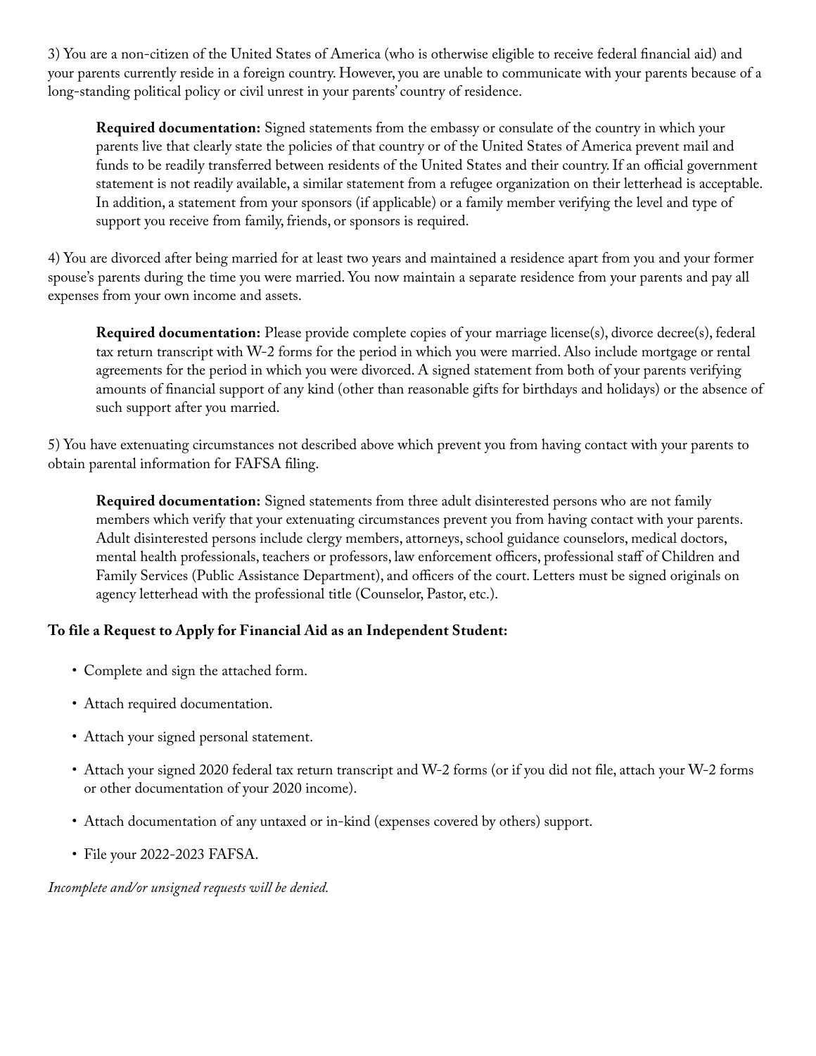3) You are a non-citizen of the United States of America (who is otherwise eligible to receive federal financial aid) and your parents currently reside in a foreign country. However, you are unable to communicate with your parents because of a long-standing political policy or civil unrest in your parents' country of residence.

> **Required documentation:** Signed statements from the embassy or consulate of the country in which your parents live that clearly state the policies of that country or of the United States of America prevent mail and funds to be readily transferred between residents of the United States and their country. If an official government statement is not readily available, a similar statement from a refugee organization on their letterhead is acceptable. In addition, a statement from your sponsors (if applicable) or a family member verifying the level and type of support you receive from family, friends, or sponsors is required.

4) You are divorced after being married for at least two years and maintained a residence apart from you and your former spouse's parents during the time you were married. You now maintain a separate residence from your parents and pay all expenses from your own income and assets.

> **Required documentation:** Please provide complete copies of your marriage license(s), divorce decree(s), federal tax return transcript with W-2 forms for the period in which you were married. Also include mortgage or rental agreements for the period in which you were divorced. A signed statement from both of your parents verifying amounts of financial support of any kind (other than reasonable gifts for birthdays and holidays) or the absence of such support after you married.

5) You have extenuating circumstances not described above which prevent you from having contact with your parents to obtain parental information for FAFSA filing.

> **Required documentation:** Signed statements from three adult disinterested persons who are not family members which verify that your extenuating circumstances prevent you from having contact with your parents. Adult disinterested persons include clergy members, attorneys, school guidance counselors, medical doctors, mental health professionals, teachers or professors, law enforcement officers, professional staff of Children and Family Services (Public Assistance Department), and officers of the court. Letters must be signed originals on agency letterhead with the professional title (Counselor, Pastor, etc.).

**To file a Request to Apply for Financial Aid as an Independent Student:**

- Complete and sign the attached form.
- Attach required documentation.
- Attach your signed personal statement.
- Attach your signed 2020 federal tax return transcript and W-2 forms (or if you did not file, attach your W-2 forms or other documentation of your 2020 income).
- Attach documentation of any untaxed or in-kind (expenses covered by others) support.
- File your 2022-2023 FAFSA.

*Incomplete and/or unsigned requests will be denied.*